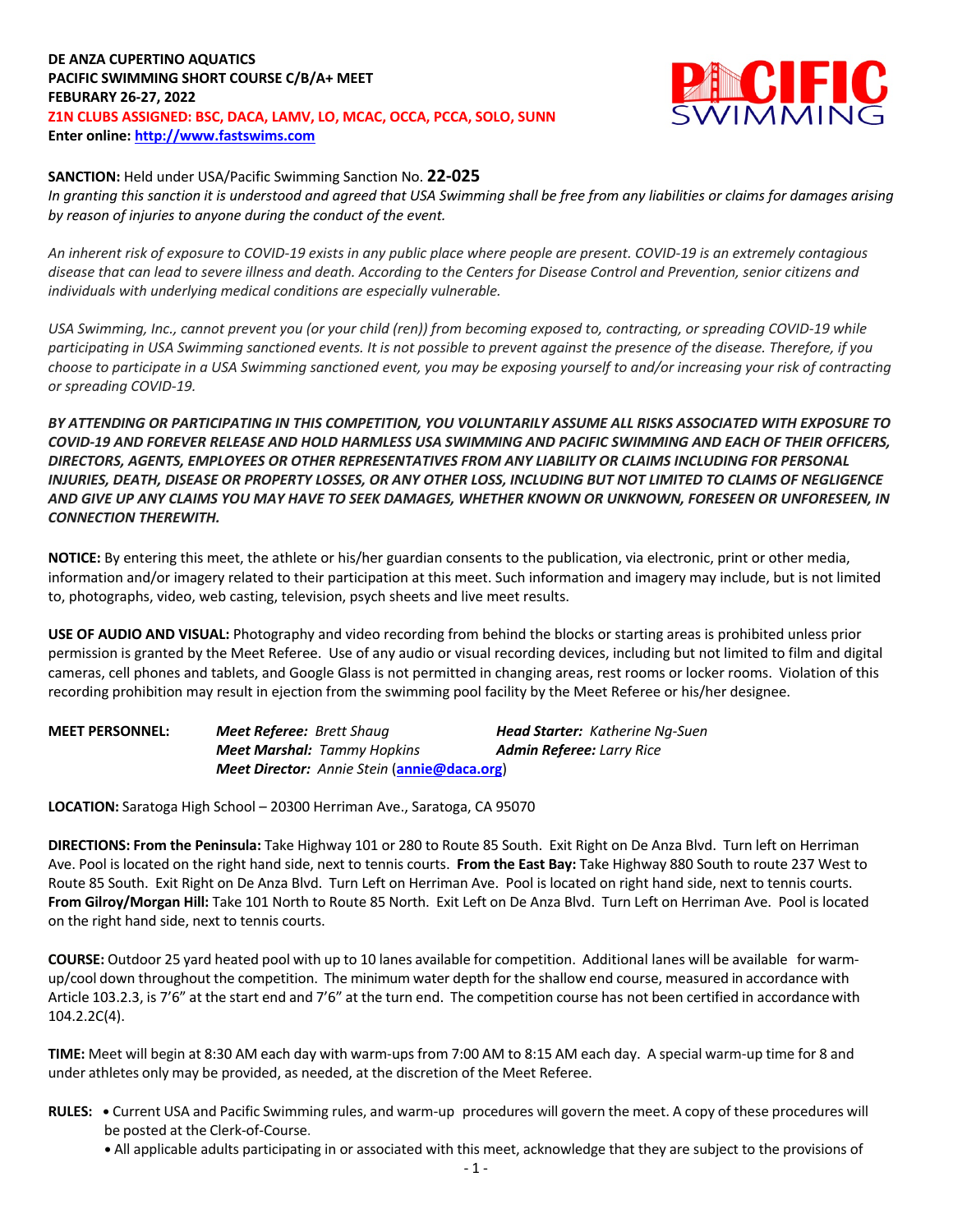**DE ANZA CUPERTINO AQUATICS**
**PACIFIC SWIMMING SHORT COURSE C/B/A+ MEET**
**FEBURARY 26-27, 2022**
**Z1N CLUBS ASSIGNED: BSC, DACA, LAMV, LO, MCAC, OCCA, PCCA, SOLO, SUNN**
**Enter online: http://www.fastswims.com**

**SANCTION:** Held under USA/Pacific Swimming Sanction No. **22-025**
*In granting this sanction it is understood and agreed that USA Swimming shall be free from any liabilities or claims for damages arising by reason of injuries to anyone during the conduct of the event.*

*An inherent risk of exposure to COVID-19 exists in any public place where people are present. COVID-19 is an extremely contagious disease that can lead to severe illness and death. According to the Centers for Disease Control and Prevention, senior citizens and individuals with underlying medical conditions are especially vulnerable.*

*USA Swimming, Inc., cannot prevent you (or your child (ren)) from becoming exposed to, contracting, or spreading COVID-19 while participating in USA Swimming sanctioned events. It is not possible to prevent against the presence of the disease. Therefore, if you choose to participate in a USA Swimming sanctioned event, you may be exposing yourself to and/or increasing your risk of contracting or spreading COVID-19.*

***BY ATTENDING OR PARTICIPATING IN THIS COMPETITION, YOU VOLUNTARILY ASSUME ALL RISKS ASSOCIATED WITH EXPOSURE TO COVID-19 AND FOREVER RELEASE AND HOLD HARMLESS USA SWIMMING AND PACIFIC SWIMMING AND EACH OF THEIR OFFICERS, DIRECTORS, AGENTS, EMPLOYEES OR OTHER REPRESENTATIVES FROM ANY LIABILITY OR CLAIMS INCLUDING FOR PERSONAL INJURIES, DEATH, DISEASE OR PROPERTY LOSSES, OR ANY OTHER LOSS, INCLUDING BUT NOT LIMITED TO CLAIMS OF NEGLIGENCE AND GIVE UP ANY CLAIMS YOU MAY HAVE TO SEEK DAMAGES, WHETHER KNOWN OR UNKNOWN, FORESEEN OR UNFORESEEN, IN CONNECTION THEREWITH.***

**NOTICE:** By entering this meet, the athlete or his/her guardian consents to the publication, via electronic, print or other media, information and/or imagery related to their participation at this meet. Such information and imagery may include, but is not limited to, photographs, video, web casting, television, psych sheets and live meet results.

**USE OF AUDIO AND VISUAL:** Photography and video recording from behind the blocks or starting areas is prohibited unless prior permission is granted by the Meet Referee. Use of any audio or visual recording devices, including but not limited to film and digital cameras, cell phones and tablets, and Google Glass is not permitted in changing areas, rest rooms or locker rooms. Violation of this recording prohibition may result in ejection from the swimming pool facility by the Meet Referee or his/her designee.

**MEET PERSONNEL:**
***Meet Referee:*** *Brett Shaug*
***Head Starter:*** *Katherine Ng-Suen*
***Meet Marshal:*** *Tammy Hopkins*
***Admin Referee:*** *Larry Rice*
***Meet Director:*** *Annie Stein* (**annie@daca.org**)

**LOCATION:** Saratoga High School – 20300 Herriman Ave., Saratoga, CA 95070

**DIRECTIONS: From the Peninsula:** Take Highway 101 or 280 to Route 85 South. Exit Right on De Anza Blvd. Turn left on Herriman Ave. Pool is located on the right hand side, next to tennis courts. **From the East Bay:** Take Highway 880 South to route 237 West to Route 85 South. Exit Right on De Anza Blvd. Turn Left on Herriman Ave. Pool is located on right hand side, next to tennis courts. **From Gilroy/Morgan Hill:** Take 101 North to Route 85 North. Exit Left on De Anza Blvd. Turn Left on Herriman Ave. Pool is located on the right hand side, next to tennis courts.

**COURSE:** Outdoor 25 yard heated pool with up to 10 lanes available for competition. Additional lanes will be available for warm-up/cool down throughout the competition. The minimum water depth for the shallow end course, measured in accordance with Article 103.2.3, is 7'6" at the start end and 7'6" at the turn end. The competition course has not been certified in accordance with 104.2.2C(4).

**TIME:** Meet will begin at 8:30 AM each day with warm-ups from 7:00 AM to 8:15 AM each day. A special warm-up time for 8 and under athletes only may be provided, as needed, at the discretion of the Meet Referee.

**RULES:**
- Current USA and Pacific Swimming rules, and warm-up procedures will govern the meet. A copy of these procedures will be posted at the Clerk-of-Course.
- All applicable adults participating in or associated with this meet, acknowledge that they are subject to the provisions of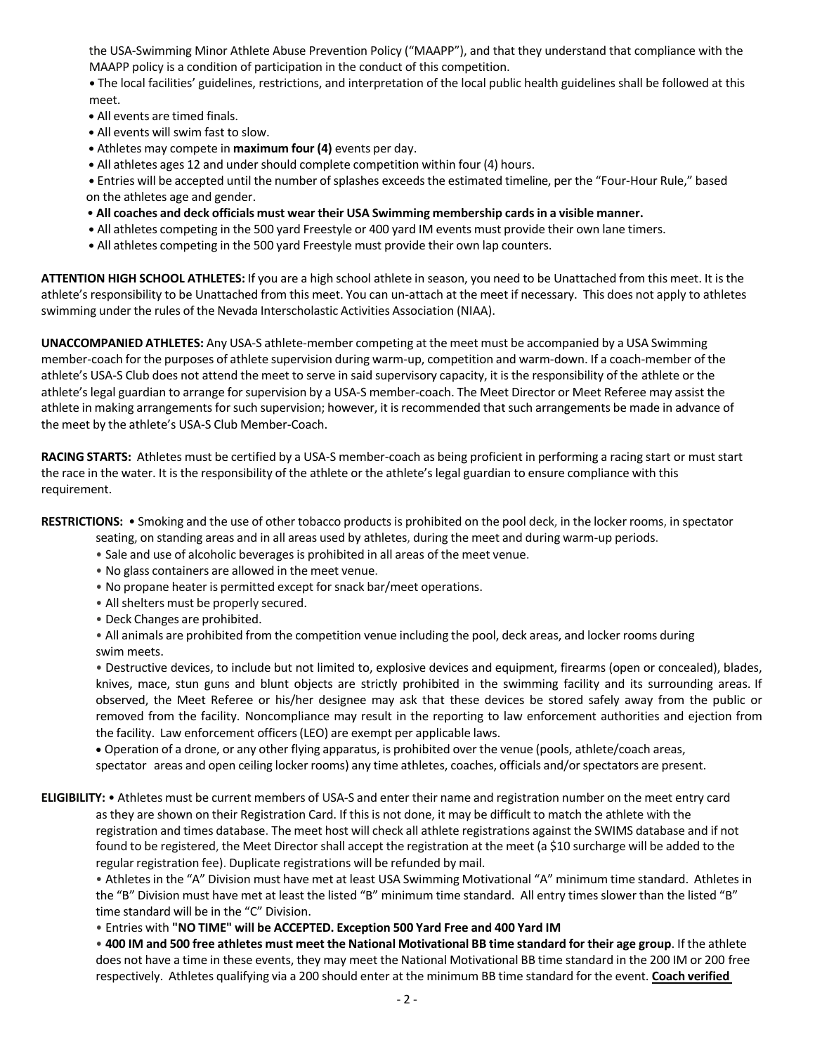the USA-Swimming Minor Athlete Abuse Prevention Policy ("MAAPP"), and that they understand that compliance with the MAAPP policy is a condition of participation in the conduct of this competition.

- The local facilities' guidelines, restrictions, and interpretation of the local public health guidelines shall be followed at this meet.
- All events are timed finals.
- All events will swim fast to slow.
- Athletes may compete in **maximum four (4)** events per day.
- All athletes ages 12 and under should complete competition within four (4) hours.
- Entries will be accepted until the number of splashes exceeds the estimated timeline, per the "Four-Hour Rule," based on the athletes age and gender.
- **All coaches and deck officials must wear their USA Swimming membership cards in a visible manner.**
- All athletes competing in the 500 yard Freestyle or 400 yard IM events must provide their own lane timers.
- All athletes competing in the 500 yard Freestyle must provide their own lap counters.

**ATTENTION HIGH SCHOOL ATHLETES:** If you are a high school athlete in season, you need to be Unattached from this meet. It is the athlete's responsibility to be Unattached from this meet. You can un-attach at the meet if necessary. This does not apply to athletes swimming under the rules of the Nevada Interscholastic Activities Association (NIAA).

**UNACCOMPANIED ATHLETES:** Any USA-S athlete-member competing at the meet must be accompanied by a USA Swimming member-coach for the purposes of athlete supervision during warm-up, competition and warm-down. If a coach-member of the athlete's USA-S Club does not attend the meet to serve in said supervisory capacity, it is the responsibility of the athlete or the athlete's legal guardian to arrange for supervision by a USA-S member-coach. The Meet Director or Meet Referee may assist the athlete in making arrangements for such supervision; however, it is recommended that such arrangements be made in advance of the meet by the athlete's USA-S Club Member-Coach.

**RACING STARTS:** Athletes must be certified by a USA-S member-coach as being proficient in performing a racing start or must start the race in the water. It is the responsibility of the athlete or the athlete's legal guardian to ensure compliance with this requirement.

**RESTRICTIONS:**
- Smoking and the use of other tobacco products is prohibited on the pool deck, in the locker rooms, in spectator seating, on standing areas and in all areas used by athletes, during the meet and during warm-up periods.
- Sale and use of alcoholic beverages is prohibited in all areas of the meet venue.
- No glass containers are allowed in the meet venue.
- No propane heater is permitted except for snack bar/meet operations.
- All shelters must be properly secured.
- Deck Changes are prohibited.
- All animals are prohibited from the competition venue including the pool, deck areas, and locker rooms during swim meets.
- Destructive devices, to include but not limited to, explosive devices and equipment, firearms (open or concealed), blades, knives, mace, stun guns and blunt objects are strictly prohibited in the swimming facility and its surrounding areas. If observed, the Meet Referee or his/her designee may ask that these devices be stored safely away from the public or removed from the facility. Noncompliance may result in the reporting to law enforcement authorities and ejection from the facility. Law enforcement officers (LEO) are exempt per applicable laws.
- Operation of a drone, or any other flying apparatus, is prohibited over the venue (pools, athlete/coach areas, spectator areas and open ceiling locker rooms) any time athletes, coaches, officials and/or spectators are present.

**ELIGIBILITY:**
- Athletes must be current members of USA-S and enter their name and registration number on the meet entry card as they are shown on their Registration Card. If this is not done, it may be difficult to match the athlete with the registration and times database. The meet host will check all athlete registrations against the SWIMS database and if not found to be registered, the Meet Director shall accept the registration at the meet (a $10 surcharge will be added to the regular registration fee). Duplicate registrations will be refunded by mail.
- Athletes in the "A" Division must have met at least USA Swimming Motivational "A" minimum time standard. Athletes in the "B" Division must have met at least the listed "B" minimum time standard. All entry times slower than the listed "B" time standard will be in the "C" Division.
- Entries with **"NO TIME" will be ACCEPTED. Exception 500 Yard Free and 400 Yard IM**
- **400 IM and 500 free athletes must meet the National Motivational BB time standard for their age group**. If the athlete does not have a time in these events, they may meet the National Motivational BB time standard in the 200 IM or 200 free respectively. Athletes qualifying via a 200 should enter at the minimum BB time standard for the event. **Coach verified**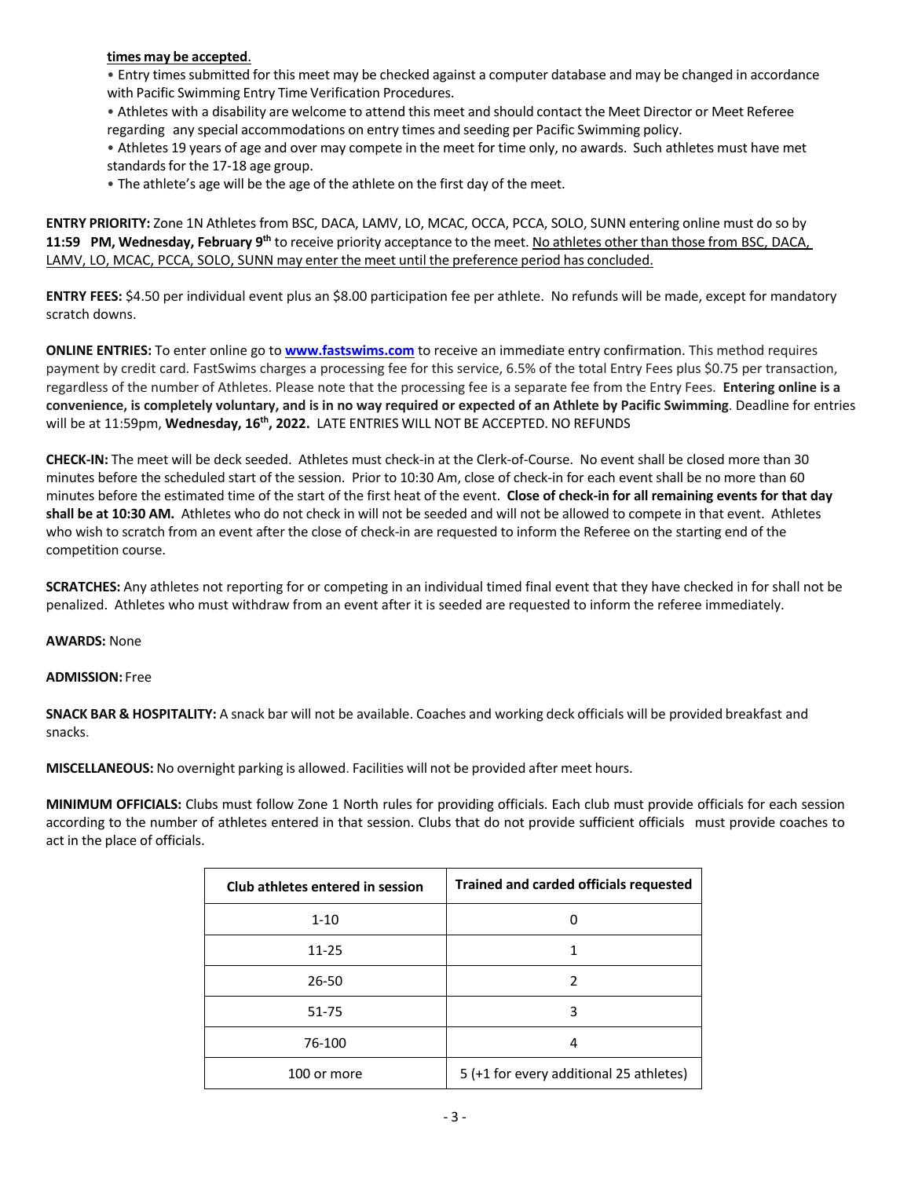**times may be accepted**.

- Entry times submitted for this meet may be checked against a computer database and may be changed in accordance with Pacific Swimming Entry Time Verification Procedures.
- Athletes with a disability are welcome to attend this meet and should contact the Meet Director or Meet Referee regarding any special accommodations on entry times and seeding per Pacific Swimming policy.
- Athletes 19 years of age and over may compete in the meet for time only, no awards. Such athletes must have met standards for the 17-18 age group.
- The athlete's age will be the age of the athlete on the first day of the meet.

**ENTRY PRIORITY:** Zone 1N Athletes from BSC, DACA, LAMV, LO, MCAC, OCCA, PCCA, SOLO, SUNN entering online must do so by **11:59 PM, Wednesday, February 9th** to receive priority acceptance to the meet. No athletes other than those from BSC, DACA, LAMV, LO, MCAC, PCCA, SOLO, SUNN may enter the meet until the preference period has concluded.

**ENTRY FEES:** $4.50 per individual event plus an $8.00 participation fee per athlete. No refunds will be made, except for mandatory scratch downs.

**ONLINE ENTRIES:** To enter online go to **www.fastswims.com** to receive an immediate entry confirmation. This method requires payment by credit card. FastSwims charges a processing fee for this service, 6.5% of the total Entry Fees plus $0.75 per transaction, regardless of the number of Athletes. Please note that the processing fee is a separate fee from the Entry Fees. **Entering online is a convenience, is completely voluntary, and is in no way required or expected of an Athlete by Pacific Swimming**. Deadline for entries will be at 11:59pm, **Wednesday, 16th, 2022.** LATE ENTRIES WILL NOT BE ACCEPTED. NO REFUNDS

**CHECK-IN:** The meet will be deck seeded. Athletes must check-in at the Clerk-of-Course. No event shall be closed more than 30 minutes before the scheduled start of the session. Prior to 10:30 Am, close of check-in for each event shall be no more than 60 minutes before the estimated time of the start of the first heat of the event. **Close of check-in for all remaining events for that day shall be at 10:30 AM.** Athletes who do not check in will not be seeded and will not be allowed to compete in that event. Athletes who wish to scratch from an event after the close of check-in are requested to inform the Referee on the starting end of the competition course.

**SCRATCHES:** Any athletes not reporting for or competing in an individual timed final event that they have checked in for shall not be penalized. Athletes who must withdraw from an event after it is seeded are requested to inform the referee immediately.

**AWARDS:** None

**ADMISSION:** Free

**SNACK BAR & HOSPITALITY:** A snack bar will not be available. Coaches and working deck officials will be provided breakfast and snacks.

**MISCELLANEOUS:** No overnight parking is allowed. Facilities will not be provided after meet hours.

**MINIMUM OFFICIALS:** Clubs must follow Zone 1 North rules for providing officials. Each club must provide officials for each session according to the number of athletes entered in that session. Clubs that do not provide sufficient officials must provide coaches to act in the place of officials.

| Club athletes entered in session | Trained and carded officials requested |
|---|---|
| 1-10 | 0 |
| 11-25 | 1 |
| 26-50 | 2 |
| 51-75 | 3 |
| 76-100 | 4 |
| 100 or more | 5 (+1 for every additional 25 athletes) |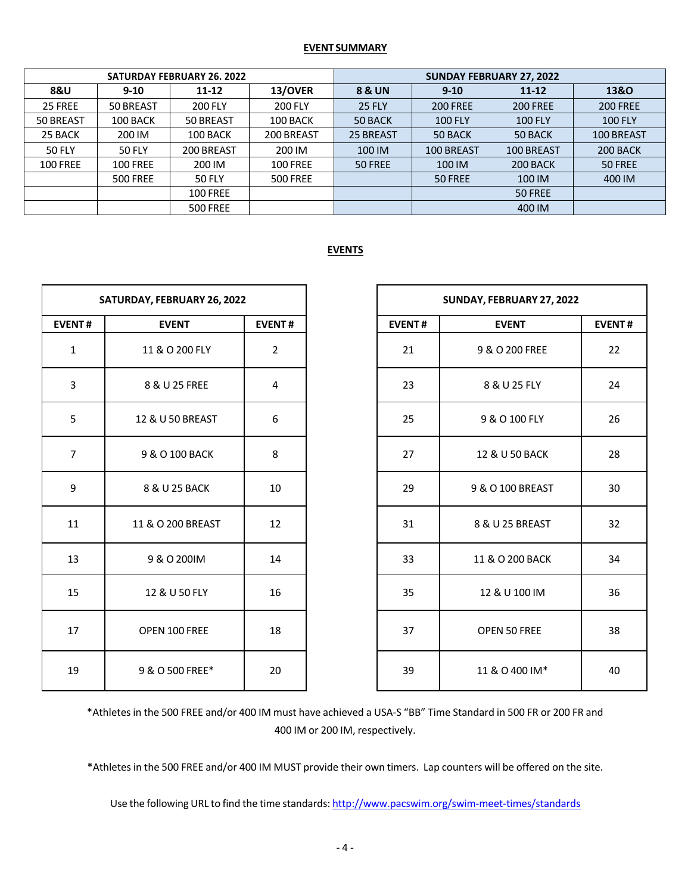## EVENT SUMMARY

| SATURDAY FEBRUARY 26. 2022 | | | | SUNDAY FEBRUARY 27, 2022 | | | |
|---|---|---|---|---|---|---|---|
| **8&U** | **9-10** | **11-12** | **13/OVER** | **8 & UN** | **9-10** | **11-12** | **13&O** |
| 25 FREE | 50 BREAST | 200 FLY | 200 FLY | 25 FLY | 200 FREE | 200 FREE | 200 FREE |
| 50 BREAST | 100 BACK | 50 BREAST | 100 BACK | 50 BACK | 100 FLY | 100 FLY | 100 FLY |
| 25 BACK | 200 IM | 100 BACK | 200 BREAST | 25 BREAST | 50 BACK | 50 BACK | 100 BREAST |
| 50 FLY | 50 FLY | 200 BREAST | 200 IM | 100 IM | 100 BREAST | 100 BREAST | 200 BACK |
| 100 FREE | 100 FREE | 200 IM | 100 FREE | 50 FREE | 100 IM | 200 BACK | 50 FREE |
| | 500 FREE | 50 FLY | 500 FREE | | 50 FREE | 100 IM | 400 IM |
| | | 100 FREE | | | | 50 FREE | |
| | | 500 FREE | | | | 400 IM | |

## EVENTS

| SATURDAY, FEBRUARY 26, 2022 | | |
|---|---|---|
| **EVENT #** | **EVENT** | **EVENT #** |
| 1 | 11 & O 200 FLY | 2 |
| 3 | 8 & U 25 FREE | 4 |
| 5 | 12 & U 50 BREAST | 6 |
| 7 | 9 & O 100 BACK | 8 |
| 9 | 8 & U 25 BACK | 10 |
| 11 | 11 & O 200 BREAST | 12 |
| 13 | 9 & O 200IM | 14 |
| 15 | 12 & U 50 FLY | 16 |
| 17 | OPEN 100 FREE | 18 |
| 19 | 9 & O 500 FREE* | 20 |

| SUNDAY, FEBRUARY 27, 2022 | | |
|---|---|---|
| **EVENT #** | **EVENT** | **EVENT #** |
| 21 | 9 & O 200 FREE | 22 |
| 23 | 8 & U 25 FLY | 24 |
| 25 | 9 & O 100 FLY | 26 |
| 27 | 12 & U 50 BACK | 28 |
| 29 | 9 & O 100 BREAST | 30 |
| 31 | 8 & U 25 BREAST | 32 |
| 33 | 11 & O 200 BACK | 34 |
| 35 | 12 & U 100 IM | 36 |
| 37 | OPEN 50 FREE | 38 |
| 39 | 11 & O 400 IM* | 40 |

*Athletes in the 500 FREE and/or 400 IM must have achieved a USA-S "BB" Time Standard in 500 FR or 200 FR and 400 IM or 200 IM, respectively.

*Athletes in the 500 FREE and/or 400 IM MUST provide their own timers. Lap counters will be offered on the site.

Use the following URL to find the time standards: http://www.pacswim.org/swim-meet-times/standards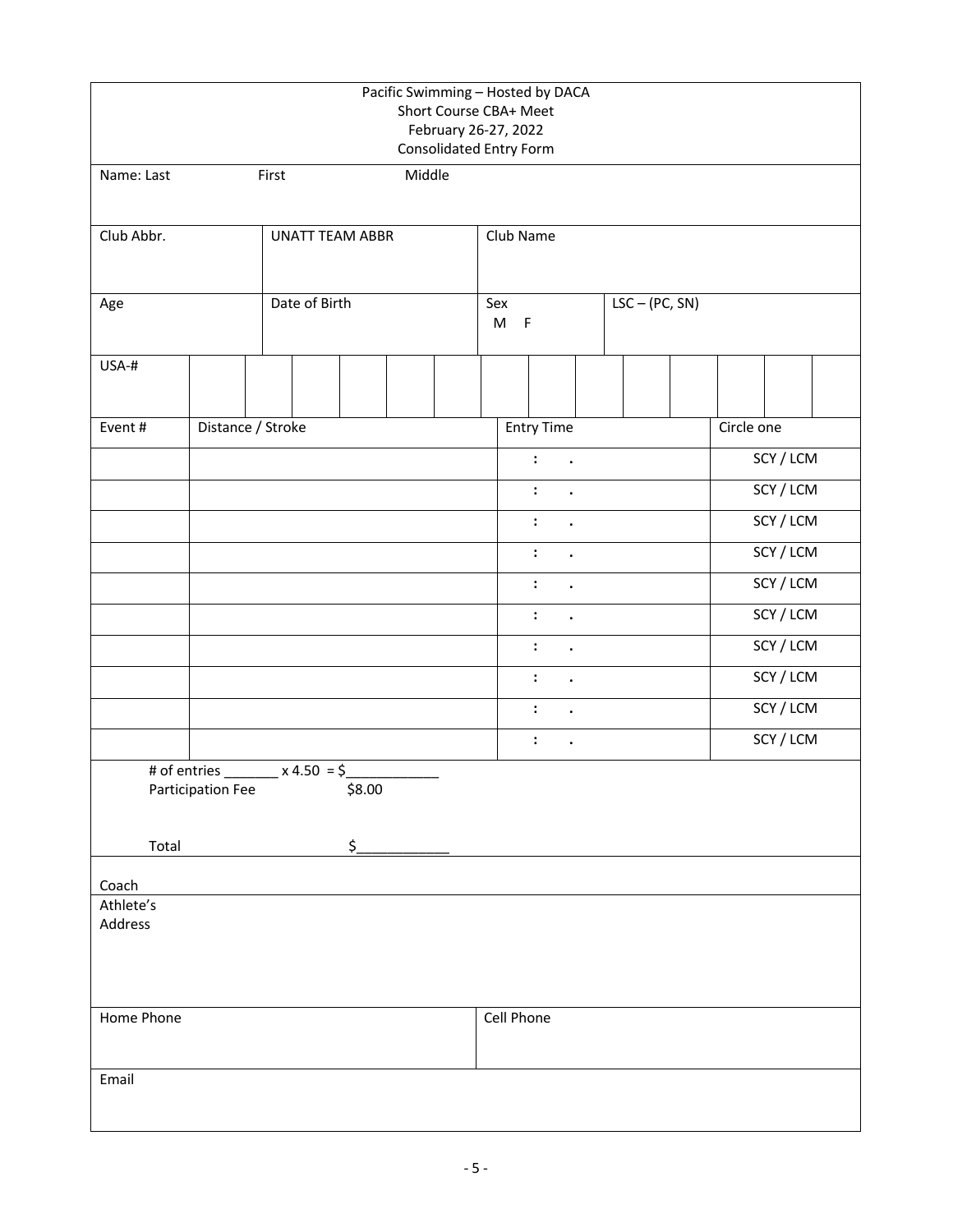Pacific Swimming – Hosted by DACA
Short Course CBA+ Meet
February 26-27, 2022
Consolidated Entry Form

| | | | |
|---|---|---|---|
| Name: Last | First | Middle | |
| Club Abbr. | UNATT TEAM ABBR | Club Name | |
| Age | Date of Birth | Sex M F | LSC – (PC, SN) |

| | | | | | | | | | | | | | |
|---|---|---|---|---|---|---|---|---|---|---|---|---|---|
| USA-# | | | | | | | | | | | | | |

| Event # | Distance / Stroke | Entry Time | Circle one |
|---|---|---|---|
| | | : . | SCY / LCM |
| | | : . | SCY / LCM |
| | | : . | SCY / LCM |
| | | : . | SCY / LCM |
| | | : . | SCY / LCM |
| | | : . | SCY / LCM |
| | | : . | SCY / LCM |
| | | : . | SCY / LCM |
| | | : . | SCY / LCM |
| | | : . | SCY / LCM |

# of entries _______ x 4.50 = $____________
Participation Fee $8.00

Total $____________

Coach

Athlete's Address

| | |
|---|---|
| Home Phone | Cell Phone |

Email